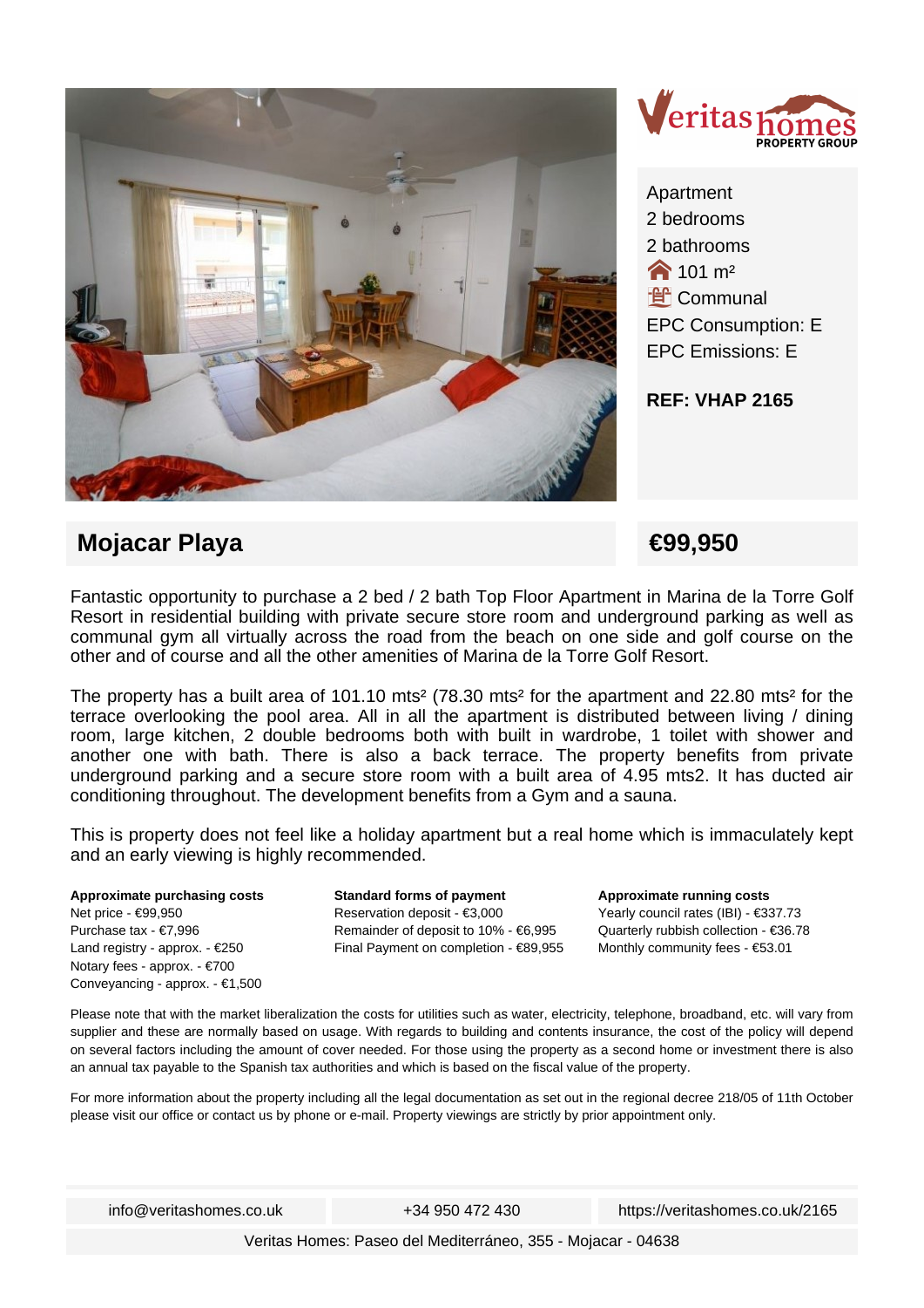Veritas homes PROPERTY GROUP

Apartment
2 bedrooms
2 bathrooms
101 m²
Communal
EPC Consumption: E
EPC Emissions: E

**REF: VHAP 2165**

## Mojacar Playa

## €99,950

Fantastic opportunity to purchase a 2 bed / 2 bath Top Floor Apartment in Marina de la Torre Golf Resort in residential building with private secure store room and underground parking as well as communal gym all virtually across the road from the beach on one side and golf course on the other and of course and all the other amenities of Marina de la Torre Golf Resort.

The property has a built area of 101.10 mts² (78.30 mts² for the apartment and 22.80 mts² for the terrace overlooking the pool area. All in all the apartment is distributed between living / dining room, large kitchen, 2 double bedrooms both with built in wardrobe, 1 toilet with shower and another one with bath. There is also a back terrace. The property benefits from private underground parking and a secure store room with a built area of 4.95 mts2. It has ducted air conditioning throughout. The development benefits from a Gym and a sauna.

This is property does not feel like a holiday apartment but a real home which is immaculately kept and an early viewing is highly recommended.

**Approximate purchasing costs**
Net price - €99,950
Purchase tax - €7,996
Land registry - approx. - €250
Notary fees - approx. - €700
Conveyancing - approx. - €1,500

**Standard forms of payment**
Reservation deposit - €3,000
Remainder of deposit to 10% - €6,995
Final Payment on completion - €89,955

**Approximate running costs**
Yearly council rates (IBI) - €337.73
Quarterly rubbish collection - €36.78
Monthly community fees - €53.01

Please note that with the market liberalization the costs for utilities such as water, electricity, telephone, broadband, etc. will vary from supplier and these are normally based on usage. With regards to building and contents insurance, the cost of the policy will depend on several factors including the amount of cover needed. For those using the property as a second home or investment there is also an annual tax payable to the Spanish tax authorities and which is based on the fiscal value of the property.

For more information about the property including all the legal documentation as set out in the regional decree 218/05 of 11th October please visit our office or contact us by phone or e-mail. Property viewings are strictly by prior appointment only.

info@veritashomes.co.uk | +34 950 472 430 | https://veritashomes.co.uk/2165

Veritas Homes: Paseo del Mediterráneo, 355 - Mojacar - 04638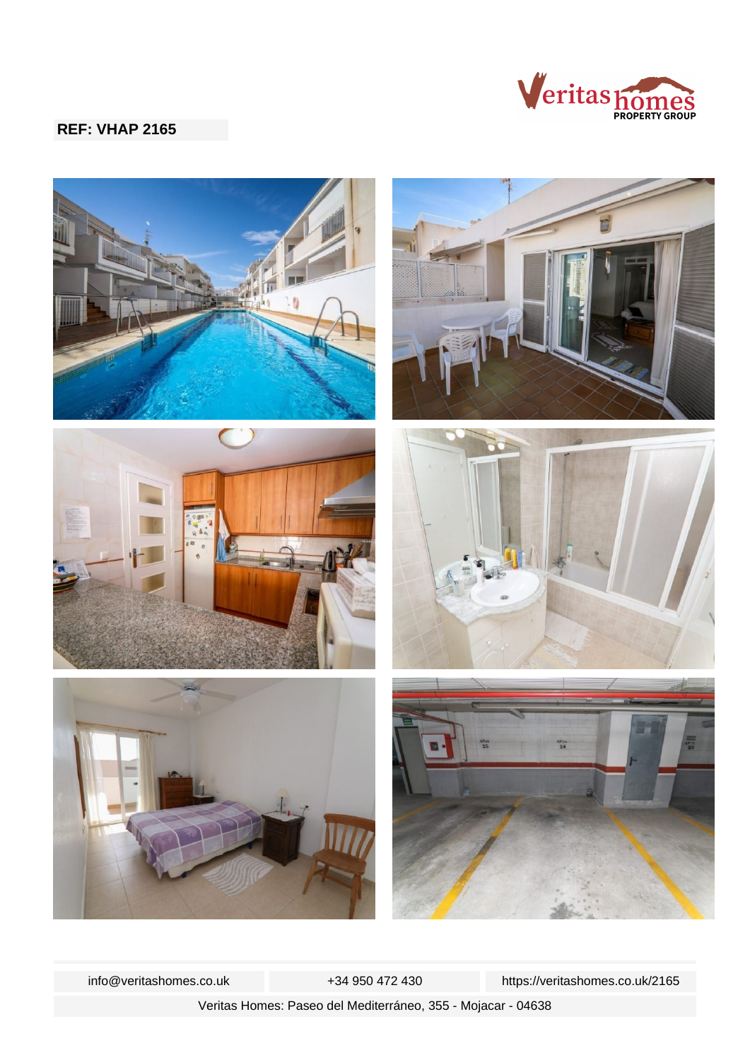**REF: VHAP 2165**

| | | |
|---|---|---|
| info@veritashomes.co.uk | +34 950 472 430 | https://veritashomes.co.uk/2165 |

Veritas Homes: Paseo del Mediterráneo, 355 - Mojacar - 04638